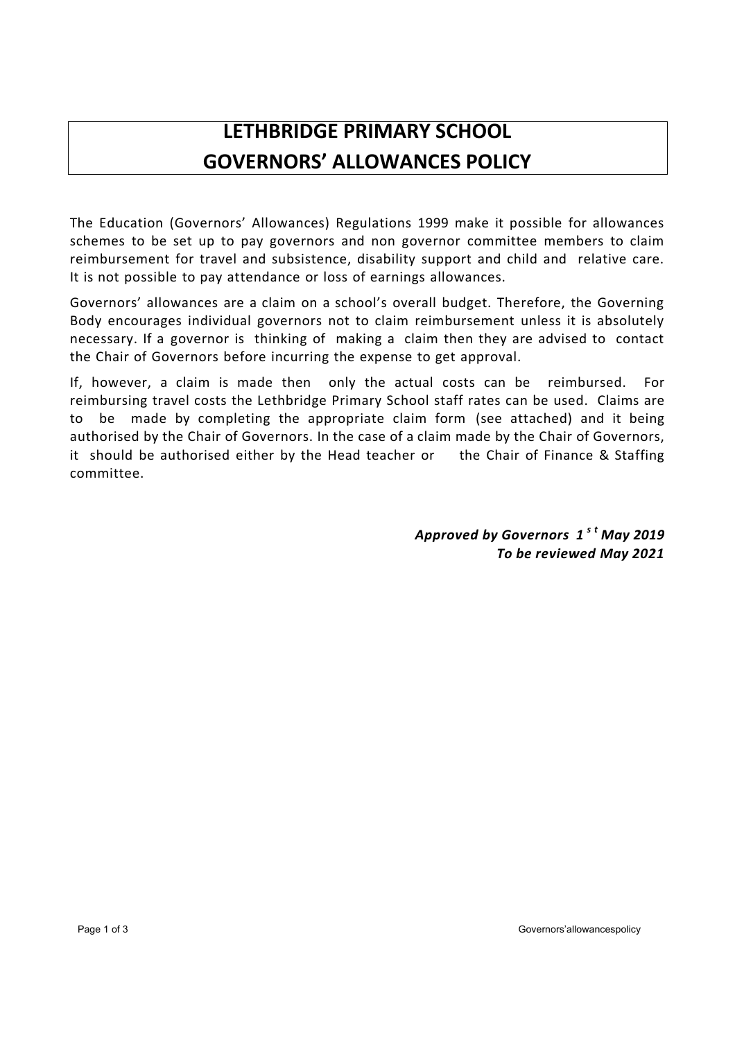# LETHBRIDGE PRIMARY SCHOOL
# GOVERNORS' ALLOWANCES POLICY

The Education (Governors' Allowances) Regulations 1999 make it possible for allowances schemes to be set up to pay governors and non governor committee members to claim reimbursement for travel and subsistence, disability support and child and relative care. It is not possible to pay attendance or loss of earnings allowances.

Governors' allowances are a claim on a school's overall budget. Therefore, the Governing Body encourages individual governors not to claim reimbursement unless it is absolutely necessary. If a governor is thinking of making a claim then they are advised to contact the Chair of Governors before incurring the expense to get approval.

If, however, a claim is made then only the actual costs can be reimbursed. For reimbursing travel costs the Lethbridge Primary School staff rates can be used. Claims are to be made by completing the appropriate claim form (see attached) and it being authorised by the Chair of Governors. In the case of a claim made by the Chair of Governors, it should be authorised either by the Head teacher or the Chair of Finance & Staffing committee.

***Approved by Governors 1st May 2019***
***To be reviewed May 2021***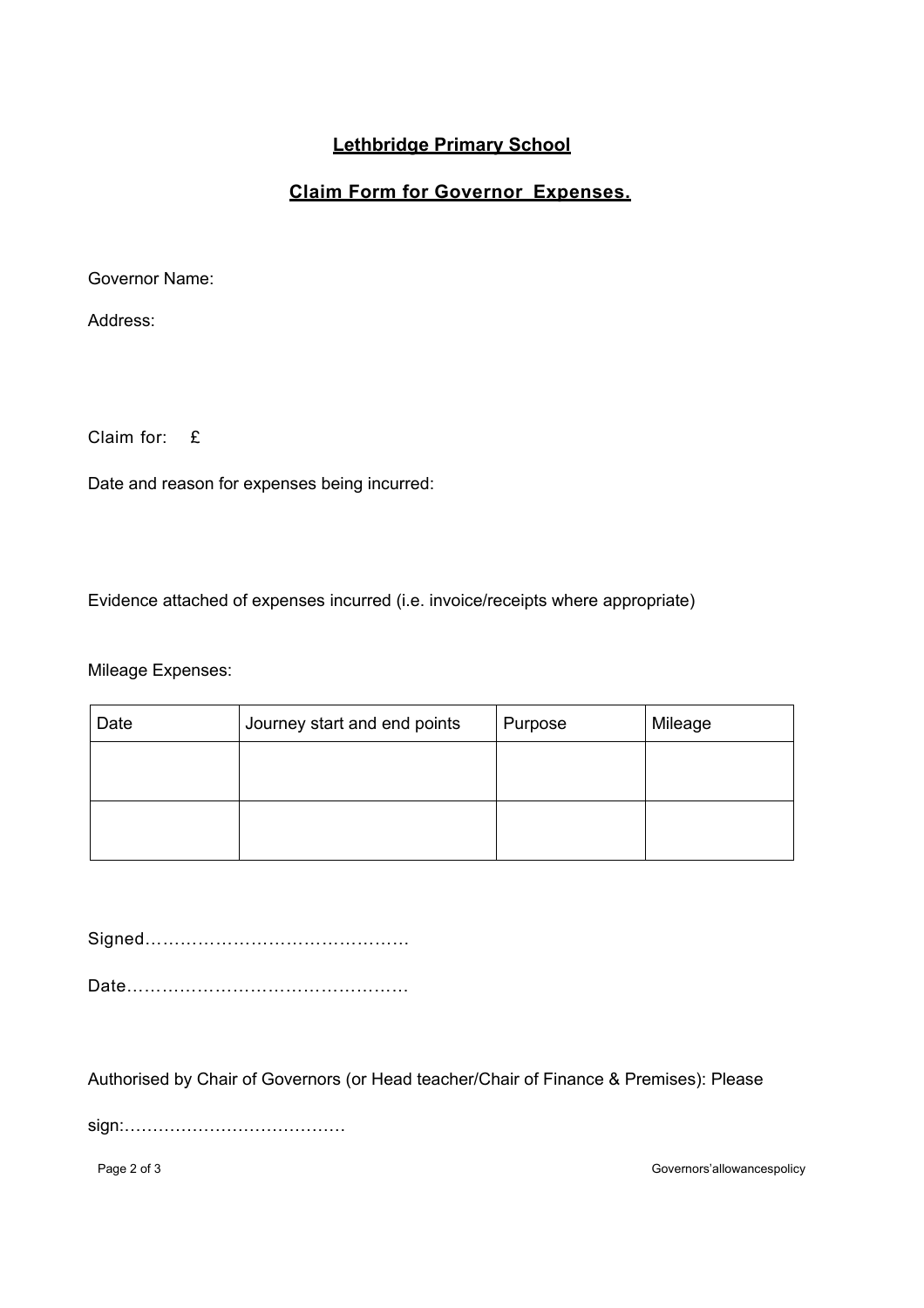## Lethbridge Primary School

## Claim Form for Governor Expenses.

Governor Name:

Address:

Claim for: £

Date and reason for expenses being incurred:

Evidence attached of expenses incurred (i.e. invoice/receipts where appropriate)

Mileage Expenses:

| Date | Journey start and end points | Purpose | Mileage |
|---|---|---|---|
| | | | |
| | | | |

Signed………………………………………

Date…………………………………………

Authorised by Chair of Governors (or Head teacher/Chair of Finance & Premises): Please

sign:…………………………………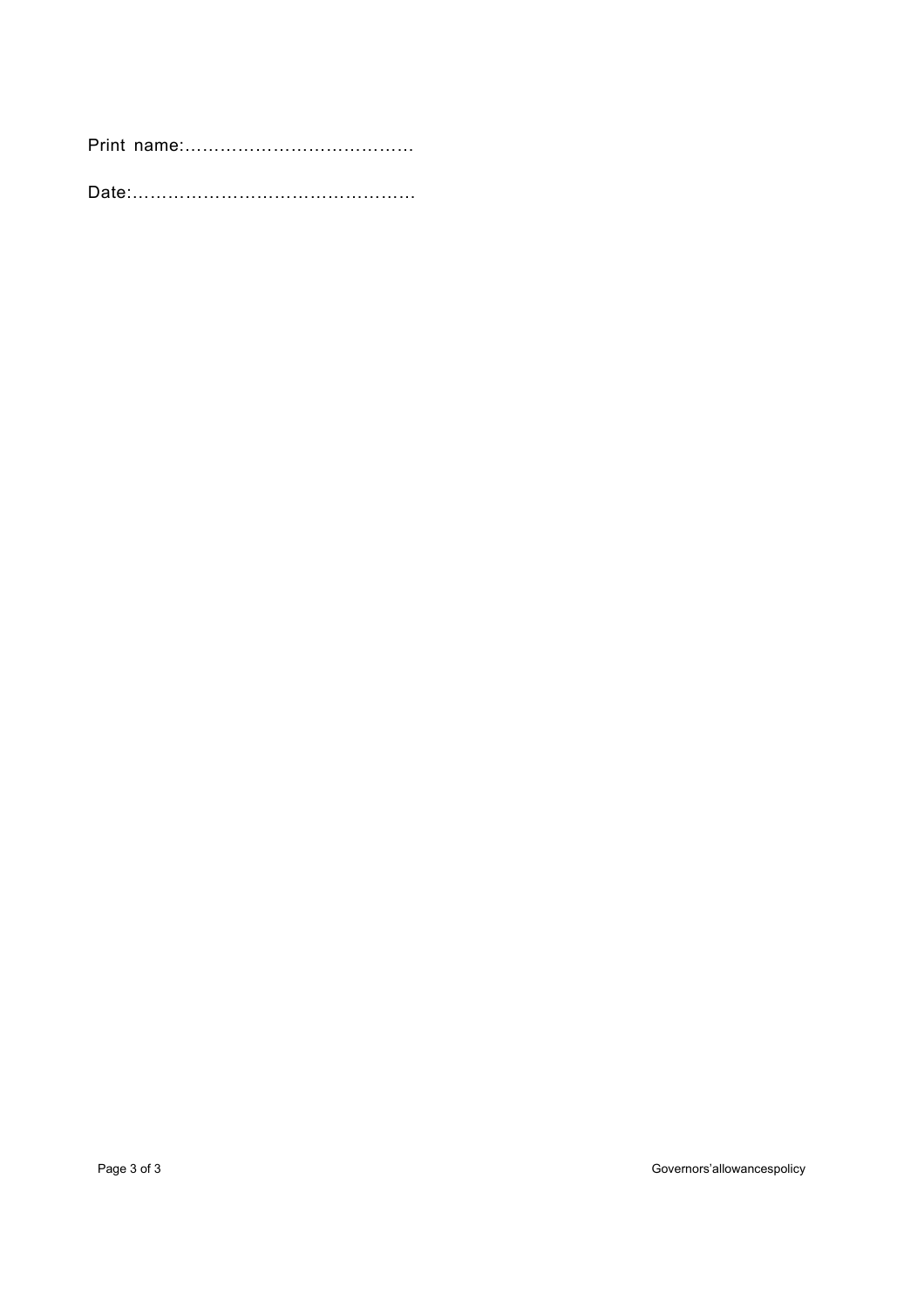Print name:…………………………………

Date:…………………………………………